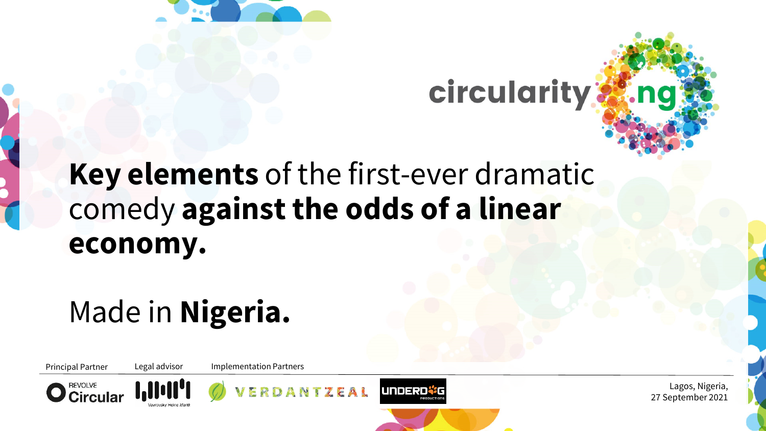circularity.ng

# **Key elements** of the first-ever dramatic comedy **against the odds of a linear economy.**

Made in **Nigeria.**

Principal Partner: REVOLVE Circular

Legal advisor: Vavrovsky Heine Marth

Implementation Partners: VERDANTZEAL, UNDERDOG PRODUCTIONS

Lagos, Nigeria,
27 September 2021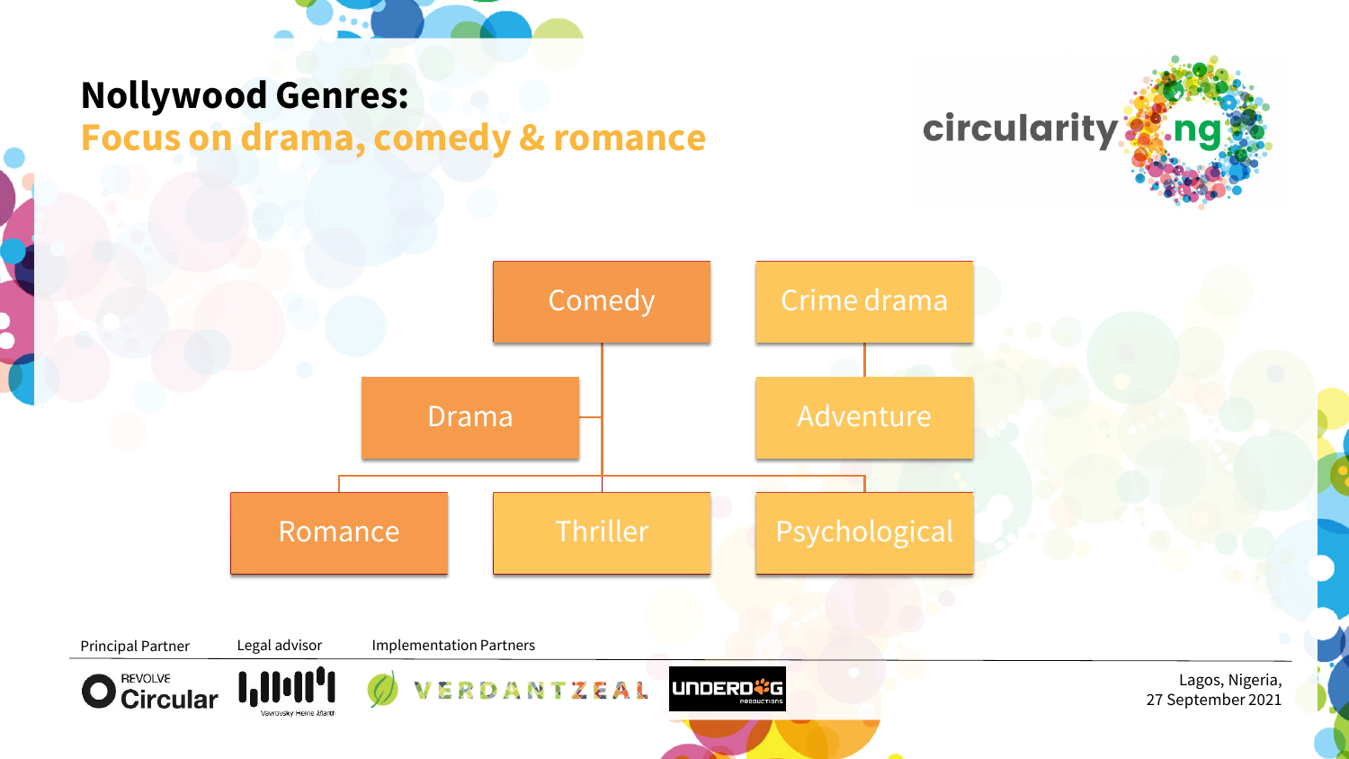# Nollywood Genres:
## Focus on drama, comedy & romance

circularity.ng

- Comedy
- Crime drama
- Drama
- Adventure
- Romance
- Thriller
- Psychological

Principal Partner: REVOLVE Circular

Legal advisor: Vavrovsky Heine Marth

Implementation Partners: VERDANTZEAL, UNDERDOG PRODUCTIONS

Lagos, Nigeria,
27 September 2021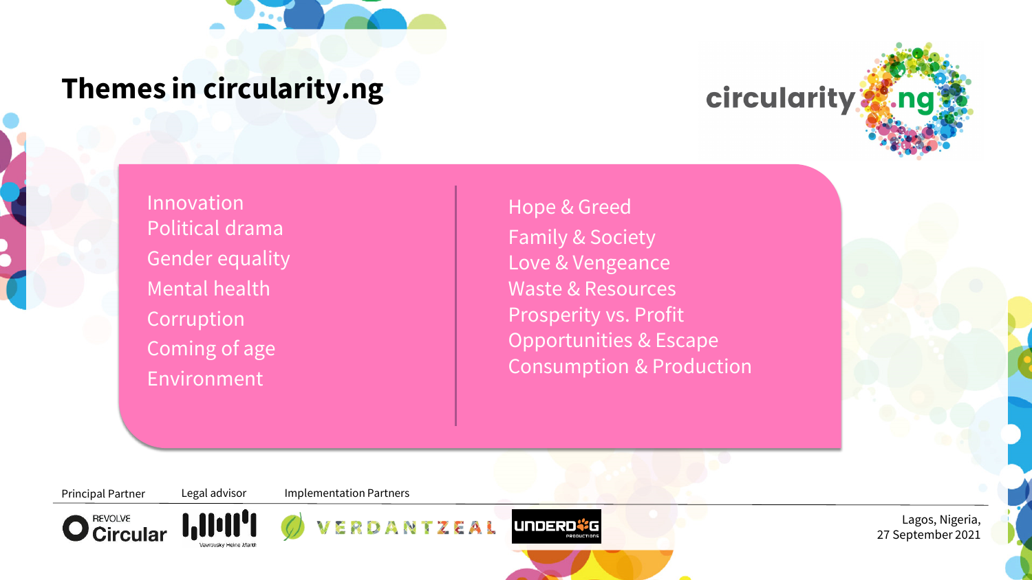# Themes in circularity.ng

circularity.ng

- Innovation
- Political drama
- Gender equality
- Mental health
- Corruption
- Coming of age
- Environment

- Hope & Greed
- Family & Society
- Love & Vengeance
- Waste & Resources
- Prosperity vs. Profit
- Opportunities & Escape
- Consumption & Production

Principal Partner: REVOLVE Circular

Legal advisor: Vavrovsky Heine Marth

Implementation Partners: VERDANTZEAL, UNDERDOG Productions

Lagos, Nigeria,
27 September 2021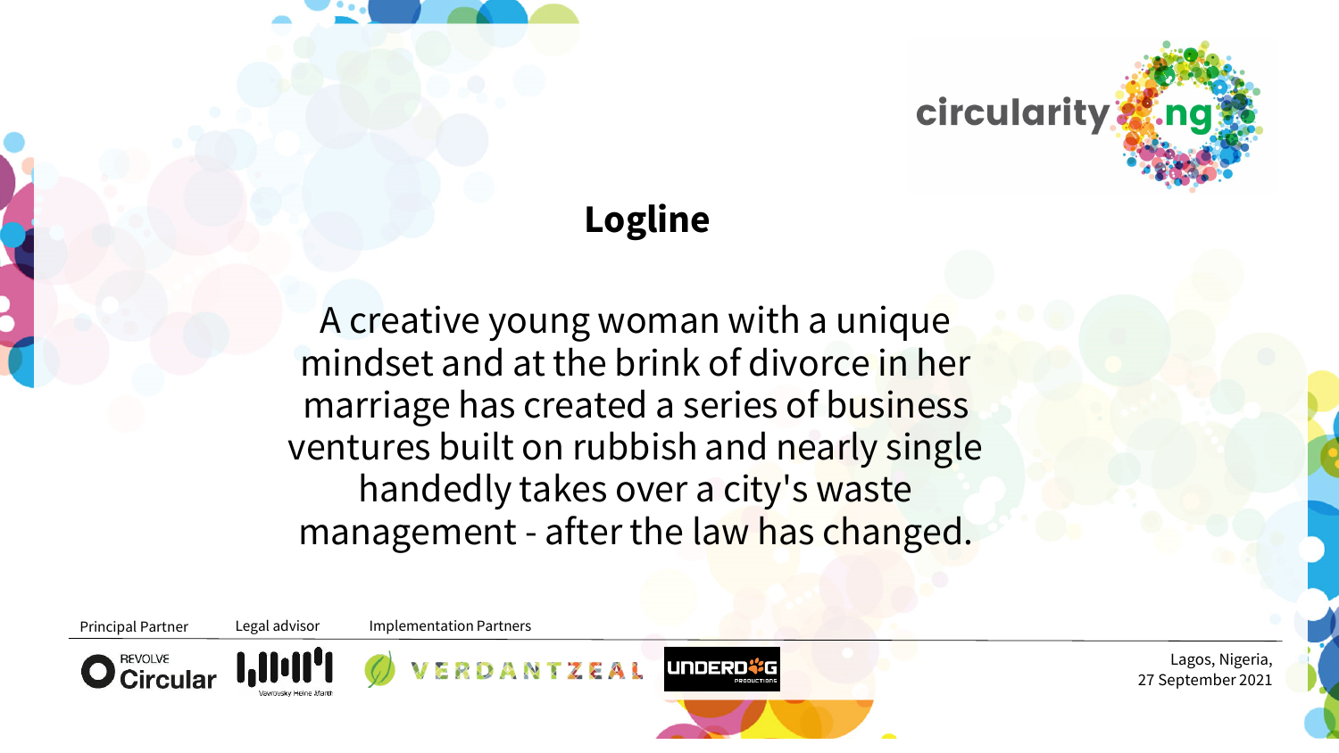circularity.ng

# Logline

A creative young woman with a unique mindset and at the brink of divorce in her marriage has created a series of business ventures built on rubbish and nearly single handedly takes over a city's waste management - after the law has changed.

Principal Partner: REVOLVE Circular

Legal advisor: Vavrousky Heine Marth

Implementation Partners: VERDANTZEAL, UNDERDOG PRODUCTIONS

Lagos, Nigeria,
27 September 2021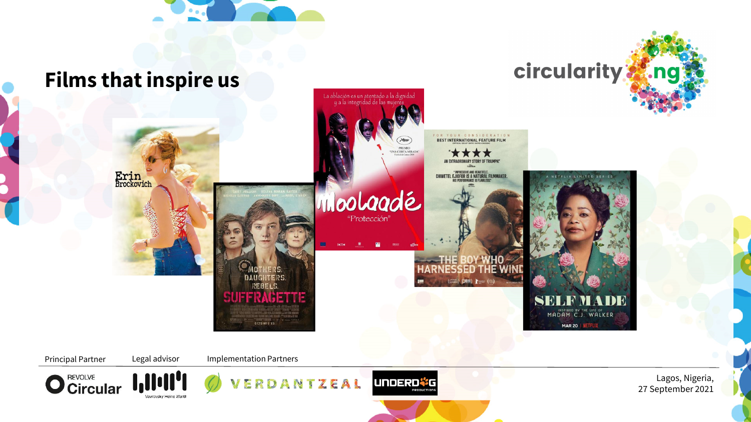# Films that inspire us

Principal Partner

Legal advisor

Implementation Partners

Lagos, Nigeria,
27 September 2021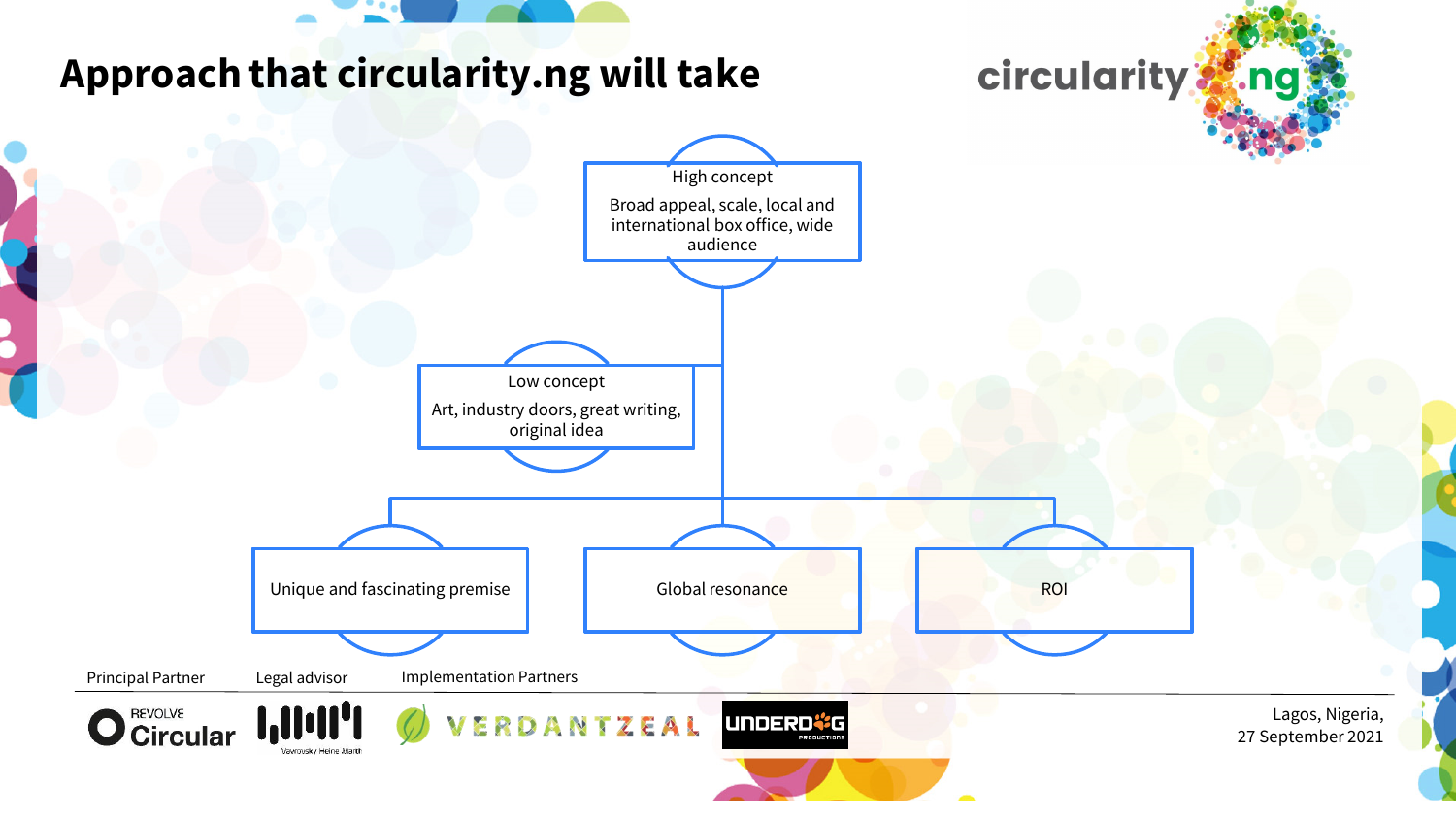# Approach that circularity.ng will take

circularity.ng

**High concept**
Broad appeal, scale, local and international box office, wide audience

**Low concept**
Art, industry doors, great writing, original idea

- Unique and fascinating premise
- Global resonance
- ROI

Principal Partner: REVOLVE Circular

Legal advisor: Vavrousky Heine Marth

Implementation Partners: VERDANTZEAL, UNDERDOG PRODUCTIONS

Lagos, Nigeria,
27 September 2021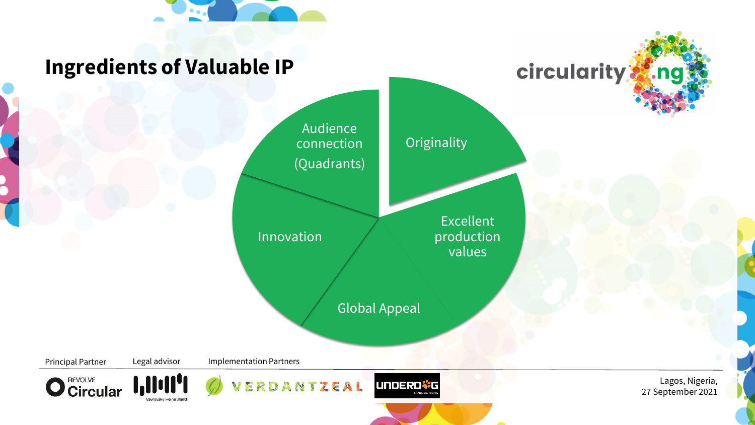# Ingredients of Valuable IP

- Audience connection (Quadrants)
- Originality
- Excellent production values
- Global Appeal
- Innovation

Principal Partner | Legal advisor | Implementation Partners

Lagos, Nigeria,
27 September 2021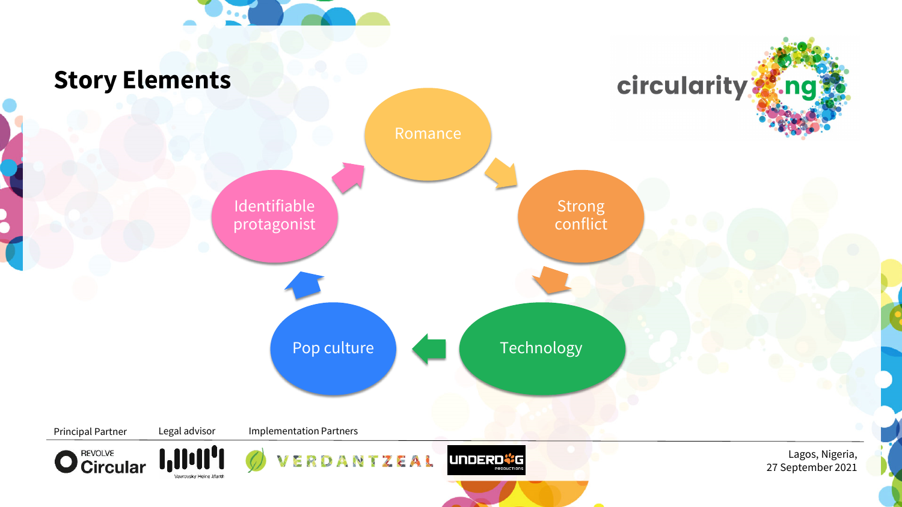## Story Elements

circularity.ng

- Romance
- Strong conflict
- Technology
- Pop culture
- Identifiable protagonist

Principal Partner: REVOLVE Circular

Legal advisor: Vavrousky Heine Marth

Implementation Partners: VERDANTZEAL, UNDERDOG PRODUCTIONS

Lagos, Nigeria,
27 September 2021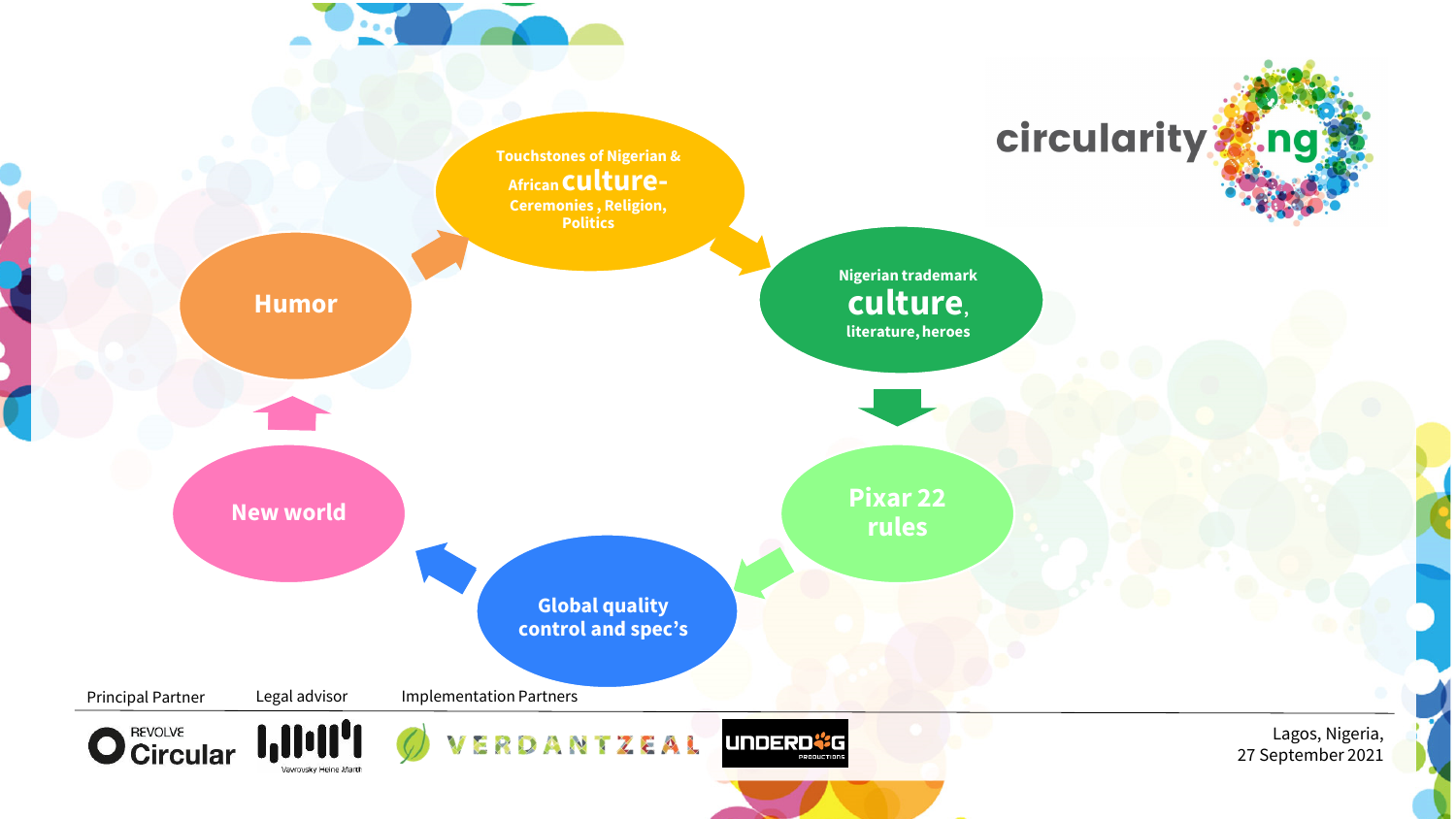circularity.ng

Touchstones of Nigerian & African **culture**- Ceremonies , Religion, Politics

Nigerian trademark **culture**, literature, heroes

Pixar 22 rules

Global quality control and spec's

New world

Humor

Principal Partner: REVOLVE Circular

Legal advisor: Vavrousky Heine Marth

Implementation Partners: VERDANTZEAL, UNDERDOG PRODUCTIONS

Lagos, Nigeria, 27 September 2021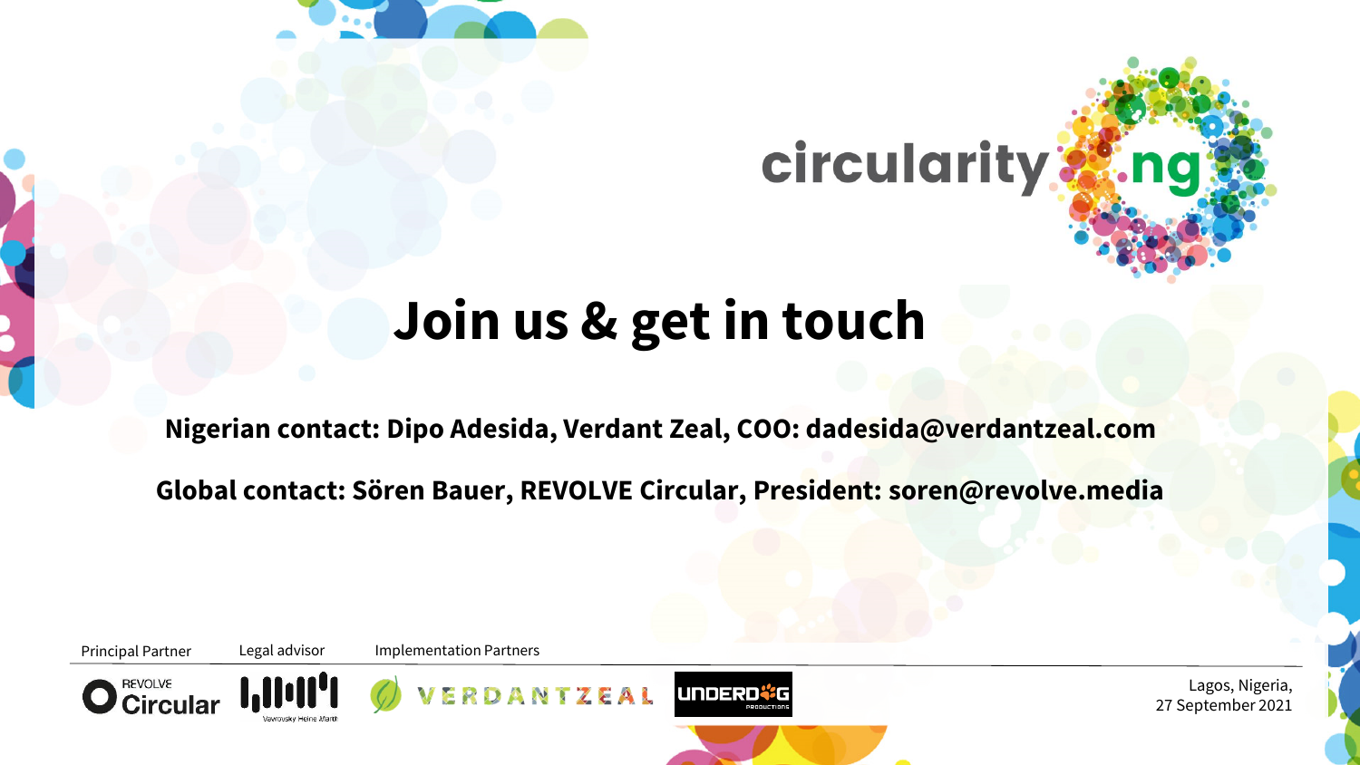circularity.ng

# Join us & get in touch

**Nigerian contact: Dipo Adesida, Verdant Zeal, COO: dadesida@verdantzeal.com**

**Global contact: Sören Bauer, REVOLVE Circular, President: soren@revolve.media**

Principal Partner: REVOLVE Circular

Legal advisor: Vavrovsky Heine Marth

Implementation Partners: VERDANTZEAL, UNDERDOG PRODUCTIONS

Lagos, Nigeria,
27 September 2021